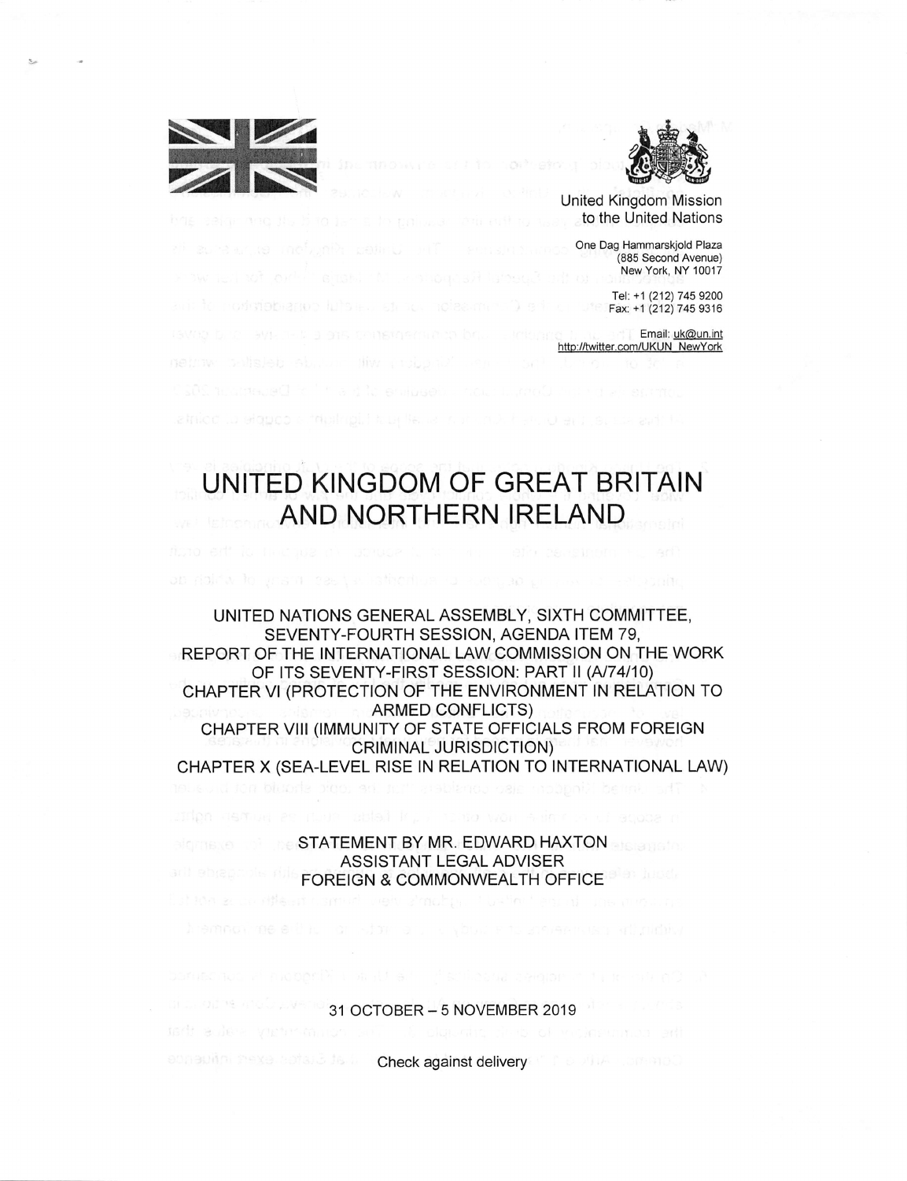United Kingdom Mission to the United Nations

One Dag Hammarskjold Plaza
(885 Second Avenue)
New York, NY 10017

Tel: +1 (212) 745 9200
Fax: +1 (212) 745 9316

Email: uk@un.int
http://twitter.com/UKUN_NewYork

# UNITED KINGDOM OF GREAT BRITAIN AND NORTHERN IRELAND

UNITED NATIONS GENERAL ASSEMBLY, SIXTH COMMITTEE,
SEVENTY-FOURTH SESSION, AGENDA ITEM 79,
REPORT OF THE INTERNATIONAL LAW COMMISSION ON THE WORK OF ITS SEVENTY-FIRST SESSION: PART II (A/74/10)
CHAPTER VI (PROTECTION OF THE ENVIRONMENT IN RELATION TO ARMED CONFLICTS)
CHAPTER VIII (IMMUNITY OF STATE OFFICIALS FROM FOREIGN CRIMINAL JURISDICTION)
CHAPTER X (SEA-LEVEL RISE IN RELATION TO INTERNATIONAL LAW)

STATEMENT BY MR. EDWARD HAXTON
ASSISTANT LEGAL ADVISER
FOREIGN & COMMONWEALTH OFFICE

31 OCTOBER – 5 NOVEMBER 2019

Check against delivery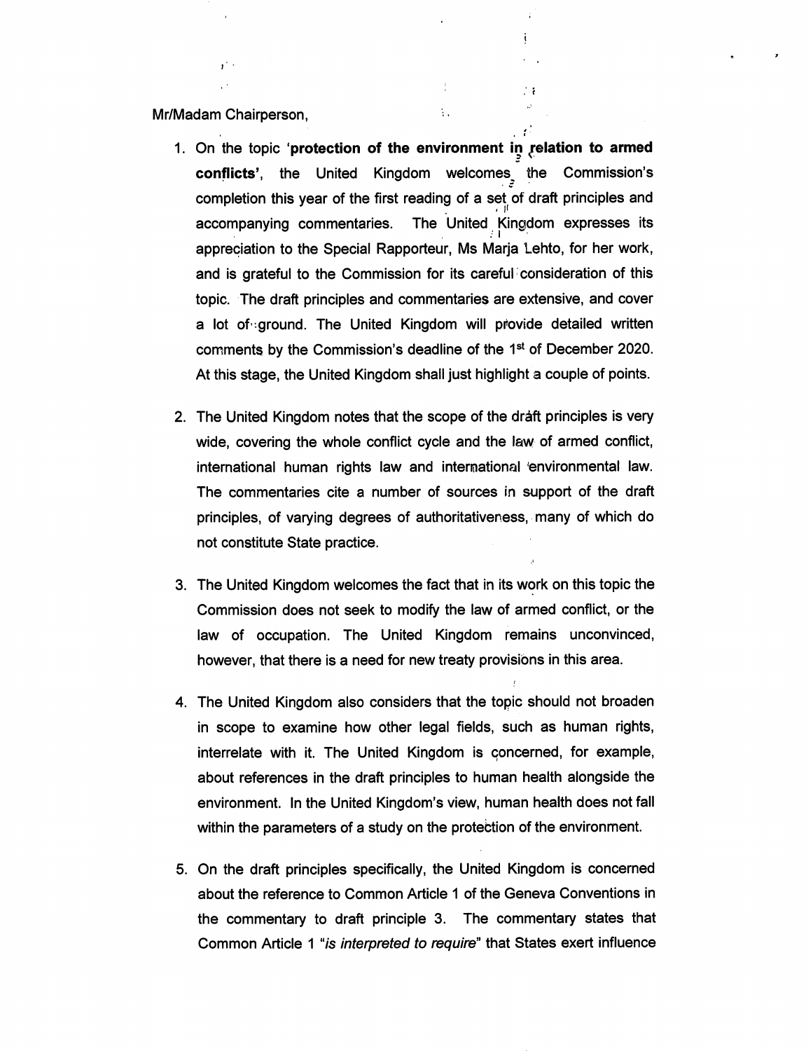Mr/Madam Chairperson,

1. On the topic '**protection of the environment in relation to armed conflicts**', the United Kingdom welcomes the Commission's completion this year of the first reading of a set of draft principles and accompanying commentaries. The United Kingdom expresses its appreciation to the Special Rapporteur, Ms Marja Lehto, for her work, and is grateful to the Commission for its careful consideration of this topic. The draft principles and commentaries are extensive, and cover a lot of ground. The United Kingdom will provide detailed written comments by the Commission's deadline of the 1st of December 2020. At this stage, the United Kingdom shall just highlight a couple of points.

2. The United Kingdom notes that the scope of the draft principles is very wide, covering the whole conflict cycle and the law of armed conflict, international human rights law and international environmental law. The commentaries cite a number of sources in support of the draft principles, of varying degrees of authoritativeness, many of which do not constitute State practice.

3. The United Kingdom welcomes the fact that in its work on this topic the Commission does not seek to modify the law of armed conflict, or the law of occupation. The United Kingdom remains unconvinced, however, that there is a need for new treaty provisions in this area.

4. The United Kingdom also considers that the topic should not broaden in scope to examine how other legal fields, such as human rights, interrelate with it. The United Kingdom is concerned, for example, about references in the draft principles to human health alongside the environment. In the United Kingdom's view, human health does not fall within the parameters of a study on the protection of the environment.

5. On the draft principles specifically, the United Kingdom is concerned about the reference to Common Article 1 of the Geneva Conventions in the commentary to draft principle 3. The commentary states that Common Article 1 "*is interpreted to require*" that States exert influence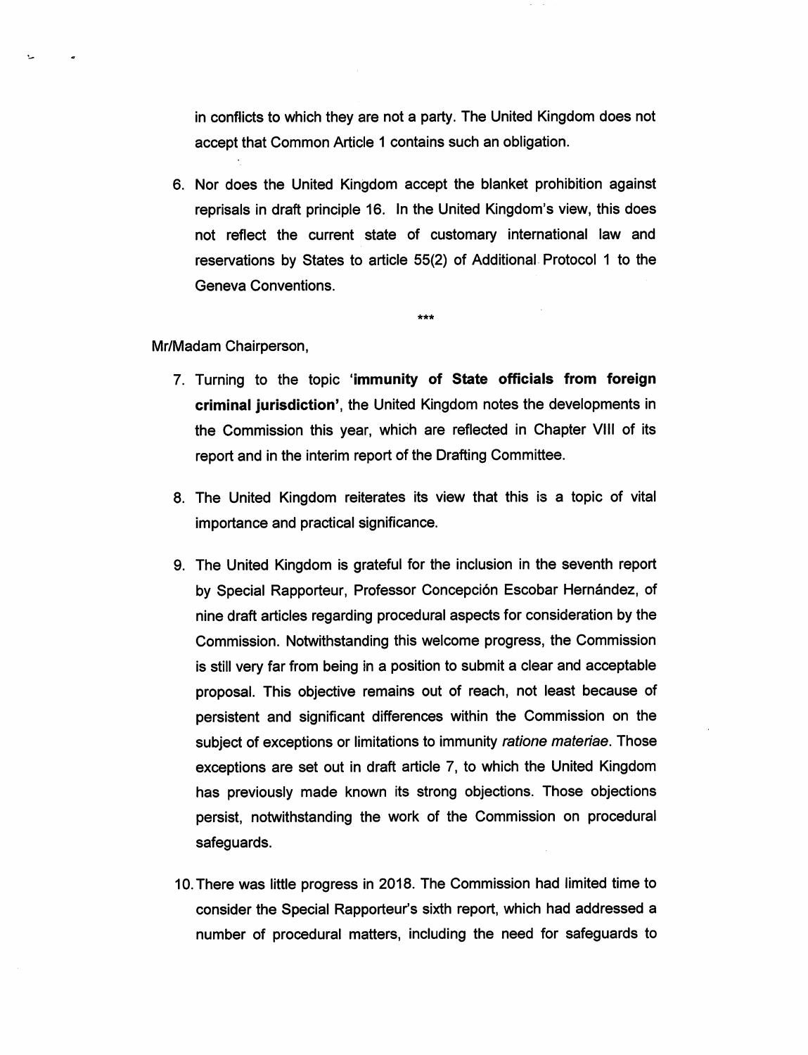in conflicts to which they are not a party. The United Kingdom does not accept that Common Article 1 contains such an obligation.

6. Nor does the United Kingdom accept the blanket prohibition against reprisals in draft principle 16. In the United Kingdom's view, this does not reflect the current state of customary international law and reservations by States to article 55(2) of Additional Protocol 1 to the Geneva Conventions.

***

Mr/Madam Chairperson,

7. Turning to the topic '**immunity of State officials from foreign criminal jurisdiction**', the United Kingdom notes the developments in the Commission this year, which are reflected in Chapter VIII of its report and in the interim report of the Drafting Committee.

8. The United Kingdom reiterates its view that this is a topic of vital importance and practical significance.

9. The United Kingdom is grateful for the inclusion in the seventh report by Special Rapporteur, Professor Concepción Escobar Hernández, of nine draft articles regarding procedural aspects for consideration by the Commission. Notwithstanding this welcome progress, the Commission is still very far from being in a position to submit a clear and acceptable proposal. This objective remains out of reach, not least because of persistent and significant differences within the Commission on the subject of exceptions or limitations to immunity *ratione materiae*. Those exceptions are set out in draft article 7, to which the United Kingdom has previously made known its strong objections. Those objections persist, notwithstanding the work of the Commission on procedural safeguards.

10. There was little progress in 2018. The Commission had limited time to consider the Special Rapporteur's sixth report, which had addressed a number of procedural matters, including the need for safeguards to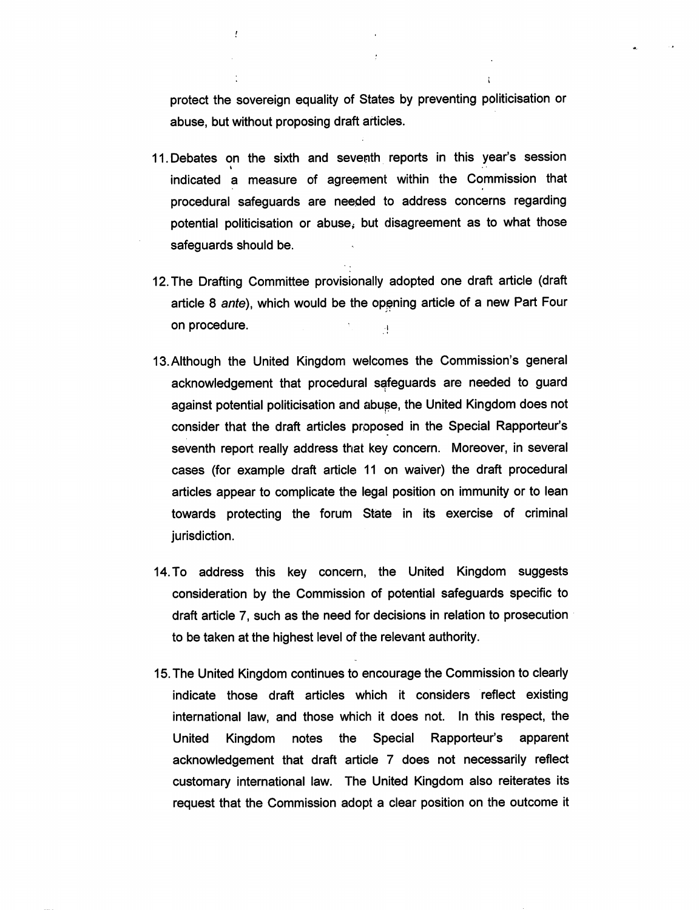protect the sovereign equality of States by preventing politicisation or abuse, but without proposing draft articles.

11. Debates on the sixth and seventh reports in this year's session indicated a measure of agreement within the Commission that procedural safeguards are needed to address concerns regarding potential politicisation or abuse, but disagreement as to what those safeguards should be.

12. The Drafting Committee provisionally adopted one draft article (draft article 8 *ante*), which would be the opening article of a new Part Four on procedure.

13. Although the United Kingdom welcomes the Commission's general acknowledgement that procedural safeguards are needed to guard against potential politicisation and abuse, the United Kingdom does not consider that the draft articles proposed in the Special Rapporteur's seventh report really address that key concern. Moreover, in several cases (for example draft article 11 on waiver) the draft procedural articles appear to complicate the legal position on immunity or to lean towards protecting the forum State in its exercise of criminal jurisdiction.

14. To address this key concern, the United Kingdom suggests consideration by the Commission of potential safeguards specific to draft article 7, such as the need for decisions in relation to prosecution to be taken at the highest level of the relevant authority.

15. The United Kingdom continues to encourage the Commission to clearly indicate those draft articles which it considers reflect existing international law, and those which it does not. In this respect, the United Kingdom notes the Special Rapporteur's apparent acknowledgement that draft article 7 does not necessarily reflect customary international law. The United Kingdom also reiterates its request that the Commission adopt a clear position on the outcome it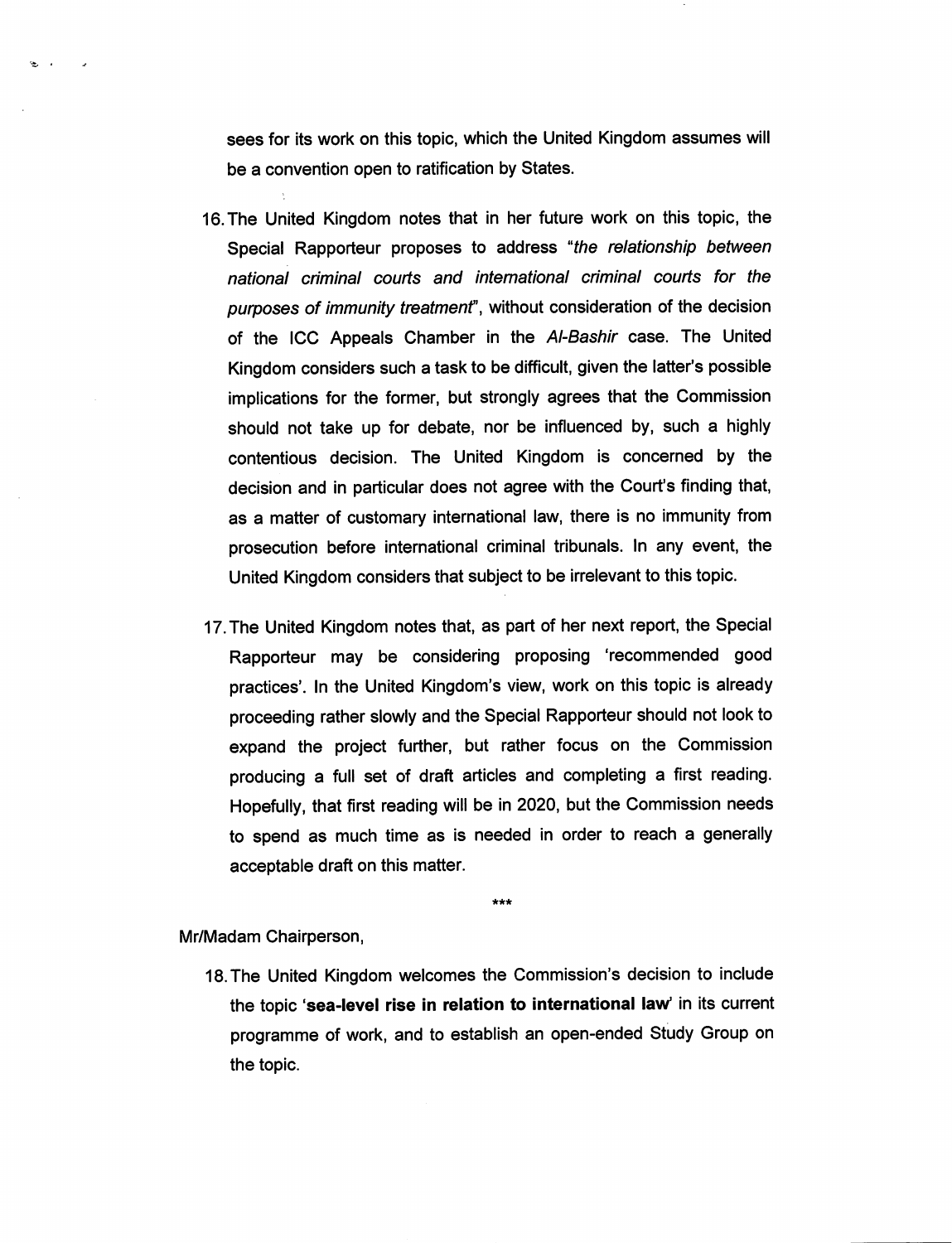sees for its work on this topic, which the United Kingdom assumes will be a convention open to ratification by States.

16. The United Kingdom notes that in her future work on this topic, the Special Rapporteur proposes to address "*the relationship between national criminal courts and international criminal courts for the purposes of immunity treatment*", without consideration of the decision of the ICC Appeals Chamber in the *Al-Bashir* case. The United Kingdom considers such a task to be difficult, given the latter's possible implications for the former, but strongly agrees that the Commission should not take up for debate, nor be influenced by, such a highly contentious decision. The United Kingdom is concerned by the decision and in particular does not agree with the Court's finding that, as a matter of customary international law, there is no immunity from prosecution before international criminal tribunals. In any event, the United Kingdom considers that subject to be irrelevant to this topic.

17. The United Kingdom notes that, as part of her next report, the Special Rapporteur may be considering proposing 'recommended good practices'. In the United Kingdom's view, work on this topic is already proceeding rather slowly and the Special Rapporteur should not look to expand the project further, but rather focus on the Commission producing a full set of draft articles and completing a first reading. Hopefully, that first reading will be in 2020, but the Commission needs to spend as much time as is needed in order to reach a generally acceptable draft on this matter.

***

Mr/Madam Chairperson,

18. The United Kingdom welcomes the Commission's decision to include the topic '**sea-level rise in relation to international law**' in its current programme of work, and to establish an open-ended Study Group on the topic.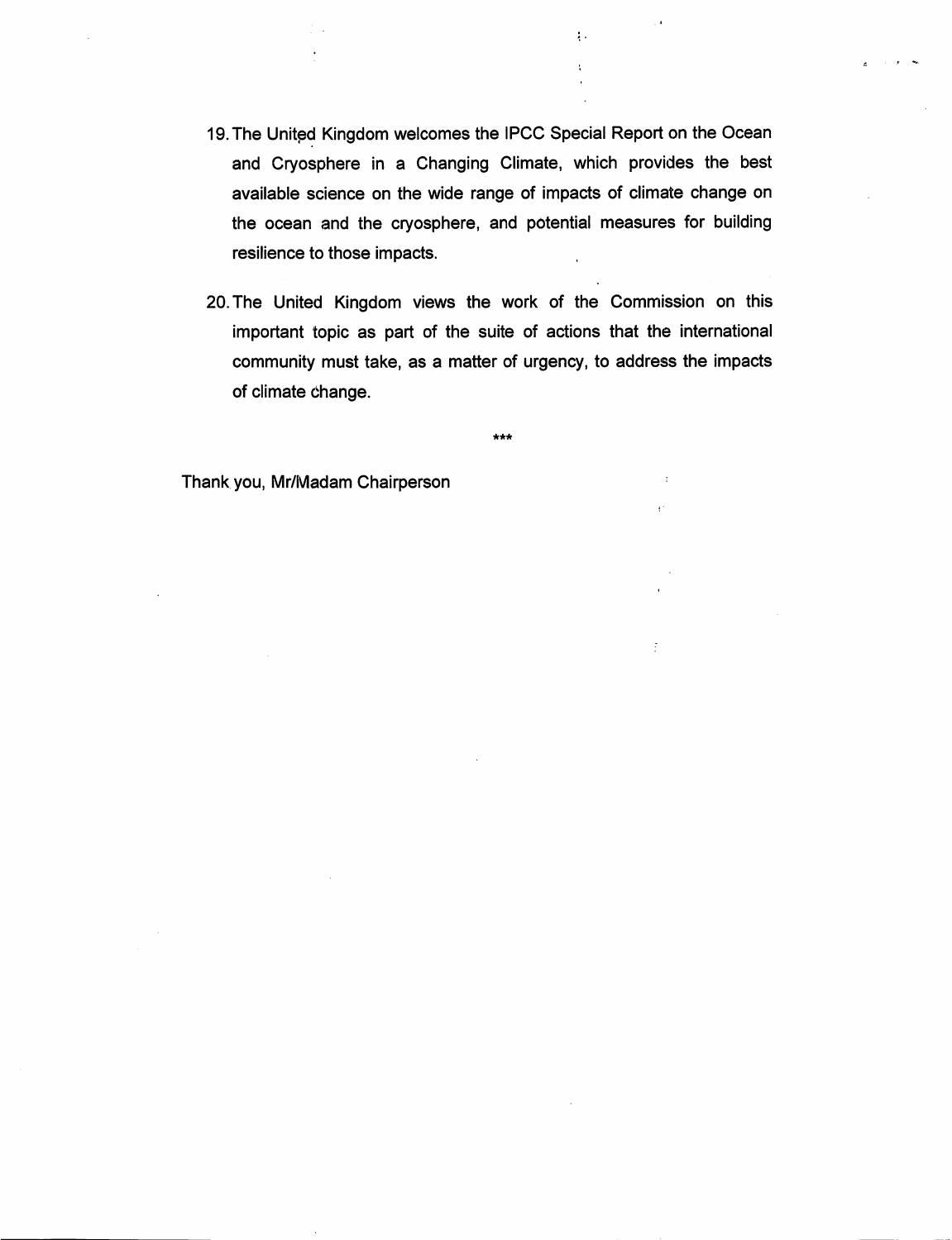19. The United Kingdom welcomes the IPCC Special Report on the Ocean and Cryosphere in a Changing Climate, which provides the best available science on the wide range of impacts of climate change on the ocean and the cryosphere, and potential measures for building resilience to those impacts.

20. The United Kingdom views the work of the Commission on this important topic as part of the suite of actions that the international community must take, as a matter of urgency, to address the impacts of climate change.

***

Thank you, Mr/Madam Chairperson